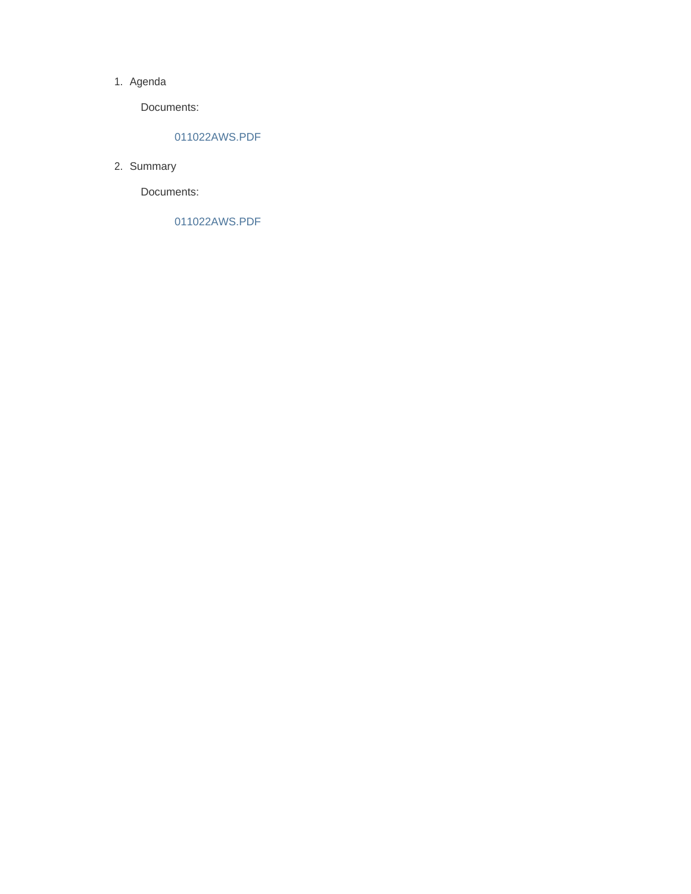1. Agenda

   Documents:

   011022AWS.PDF

2. Summary

   Documents:

   011022AWS.PDF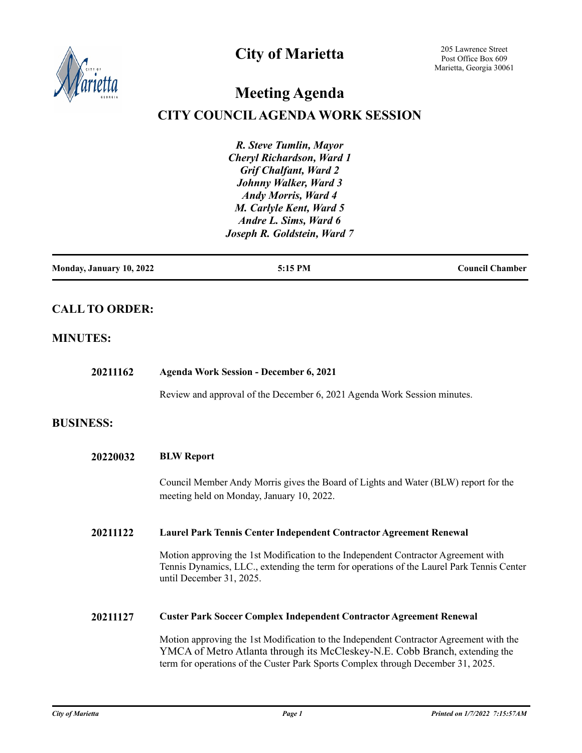# City of Marietta

205 Lawrence Street
Post Office Box 609
Marietta, Georgia 30061

# Meeting Agenda

## CITY COUNCIL AGENDA WORK SESSION

***R. Steve Tumlin, Mayor***
***Cheryl Richardson, Ward 1***
***Grif Chalfant, Ward 2***
***Johnny Walker, Ward 3***
***Andy Morris, Ward 4***
***M. Carlyle Kent, Ward 5***
***Andre L. Sims, Ward 6***
***Joseph R. Goldstein, Ward 7***

| **Monday, January 10, 2022** | **5:15 PM** | **Council Chamber** |
|---|---|---|

## CALL TO ORDER:

## MINUTES:

**20211162** **Agenda Work Session - December 6, 2021**

Review and approval of the December 6, 2021 Agenda Work Session minutes.

## BUSINESS:

**20220032** **BLW Report**

Council Member Andy Morris gives the Board of Lights and Water (BLW) report for the meeting held on Monday, January 10, 2022.

**20211122** **Laurel Park Tennis Center Independent Contractor Agreement Renewal**

Motion approving the 1st Modification to the Independent Contractor Agreement with Tennis Dynamics, LLC., extending the term for operations of the Laurel Park Tennis Center until December 31, 2025.

**20211127** **Custer Park Soccer Complex Independent Contractor Agreement Renewal**

Motion approving the 1st Modification to the Independent Contractor Agreement with the YMCA of Metro Atlanta through its McCleskey-N.E. Cobb Branch, extending the term for operations of the Custer Park Sports Complex through December 31, 2025.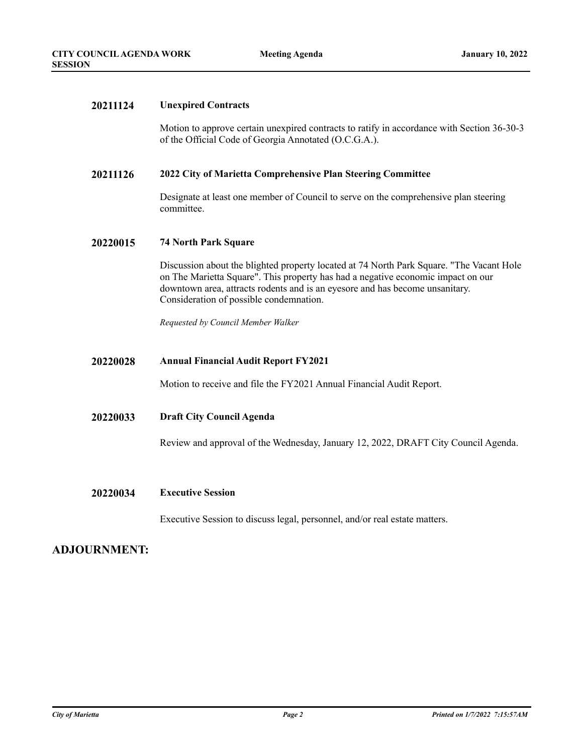**20211124** **Unexpired Contracts**

Motion to approve certain unexpired contracts to ratify in accordance with Section 36-30-3 of the Official Code of Georgia Annotated (O.C.G.A.).

**20211126** **2022 City of Marietta Comprehensive Plan Steering Committee**

Designate at least one member of Council to serve on the comprehensive plan steering committee.

**20220015** **74 North Park Square**

Discussion about the blighted property located at 74 North Park Square. "The Vacant Hole on The Marietta Square". This property has had a negative economic impact on our downtown area, attracts rodents and is an eyesore and has become unsanitary. Consideration of possible condemnation.

*Requested by Council Member Walker*

**20220028** **Annual Financial Audit Report FY2021**

Motion to receive and file the FY2021 Annual Financial Audit Report.

**20220033** **Draft City Council Agenda**

Review and approval of the Wednesday, January 12, 2022, DRAFT City Council Agenda.

**20220034** **Executive Session**

Executive Session to discuss legal, personnel, and/or real estate matters.

## ADJOURNMENT: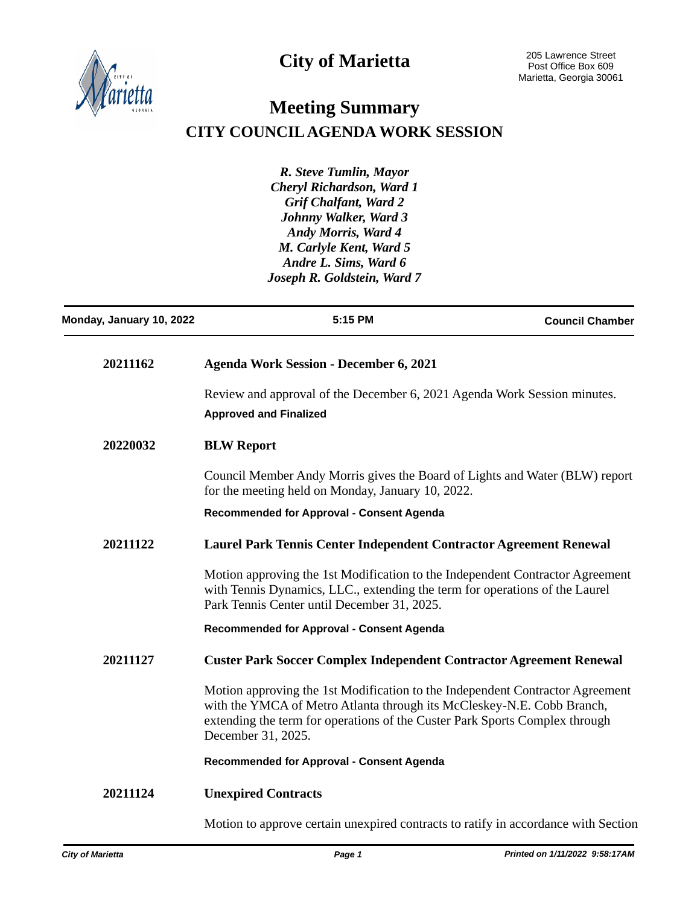# City of Marietta

205 Lawrence Street
Post Office Box 609
Marietta, Georgia 30061

## Meeting Summary

## CITY COUNCIL AGENDA WORK SESSION

*R. Steve Tumlin, Mayor*
*Cheryl Richardson, Ward 1*
*Grif Chalfant, Ward 2*
*Johnny Walker, Ward 3*
*Andy Morris, Ward 4*
*M. Carlyle Kent, Ward 5*
*Andre L. Sims, Ward 6*
*Joseph R. Goldstein, Ward 7*

**Monday, January 10, 2022** | **5:15 PM** | **Council Chamber**

---

**20211162** **Agenda Work Session - December 6, 2021**

Review and approval of the December 6, 2021 Agenda Work Session minutes.

**Approved and Finalized**

**20220032** **BLW Report**

Council Member Andy Morris gives the Board of Lights and Water (BLW) report for the meeting held on Monday, January 10, 2022.

**Recommended for Approval - Consent Agenda**

**20211122** **Laurel Park Tennis Center Independent Contractor Agreement Renewal**

Motion approving the 1st Modification to the Independent Contractor Agreement with Tennis Dynamics, LLC., extending the term for operations of the Laurel Park Tennis Center until December 31, 2025.

**Recommended for Approval - Consent Agenda**

**20211127** **Custer Park Soccer Complex Independent Contractor Agreement Renewal**

Motion approving the 1st Modification to the Independent Contractor Agreement with the YMCA of Metro Atlanta through its McCleskey-N.E. Cobb Branch, extending the term for operations of the Custer Park Sports Complex through December 31, 2025.

**Recommended for Approval - Consent Agenda**

**20211124** **Unexpired Contracts**

Motion to approve certain unexpired contracts to ratify in accordance with Section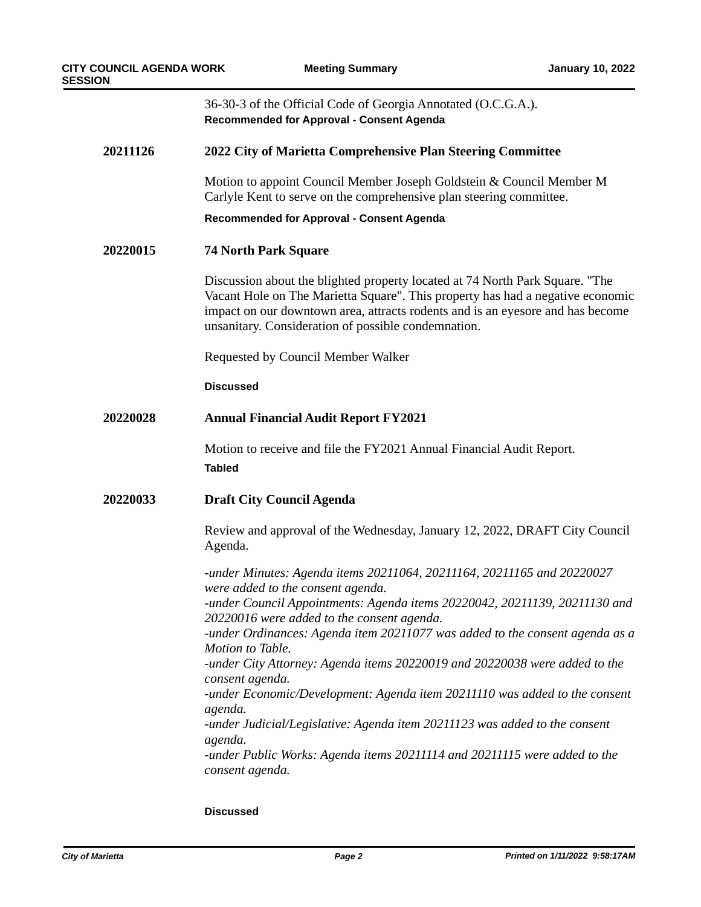36-30-3 of the Official Code of Georgia Annotated (O.C.G.A.).

**Recommended for Approval - Consent Agenda**

**20211126** **2022 City of Marietta Comprehensive Plan Steering Committee**

Motion to appoint Council Member Joseph Goldstein & Council Member M Carlyle Kent to serve on the comprehensive plan steering committee.

**Recommended for Approval - Consent Agenda**

**20220015** **74 North Park Square**

Discussion about the blighted property located at 74 North Park Square. "The Vacant Hole on The Marietta Square". This property has had a negative economic impact on our downtown area, attracts rodents and is an eyesore and has become unsanitary. Consideration of possible condemnation.

Requested by Council Member Walker

**Discussed**

**20220028** **Annual Financial Audit Report FY2021**

Motion to receive and file the FY2021 Annual Financial Audit Report.

**Tabled**

**20220033** **Draft City Council Agenda**

Review and approval of the Wednesday, January 12, 2022, DRAFT City Council Agenda.

*-under Minutes: Agenda items 20211064, 20211164, 20211165 and 20220027 were added to the consent agenda.*
*-under Council Appointments: Agenda items 20220042, 20211139, 20211130 and 20220016 were added to the consent agenda.*
*-under Ordinances: Agenda item 20211077 was added to the consent agenda as a Motion to Table.*
*-under City Attorney: Agenda items 20220019 and 20220038 were added to the consent agenda.*
*-under Economic/Development: Agenda item 20211110 was added to the consent agenda.*
*-under Judicial/Legislative: Agenda item 20211123 was added to the consent agenda.*
*-under Public Works: Agenda items 20211114 and 20211115 were added to the consent agenda.*

**Discussed**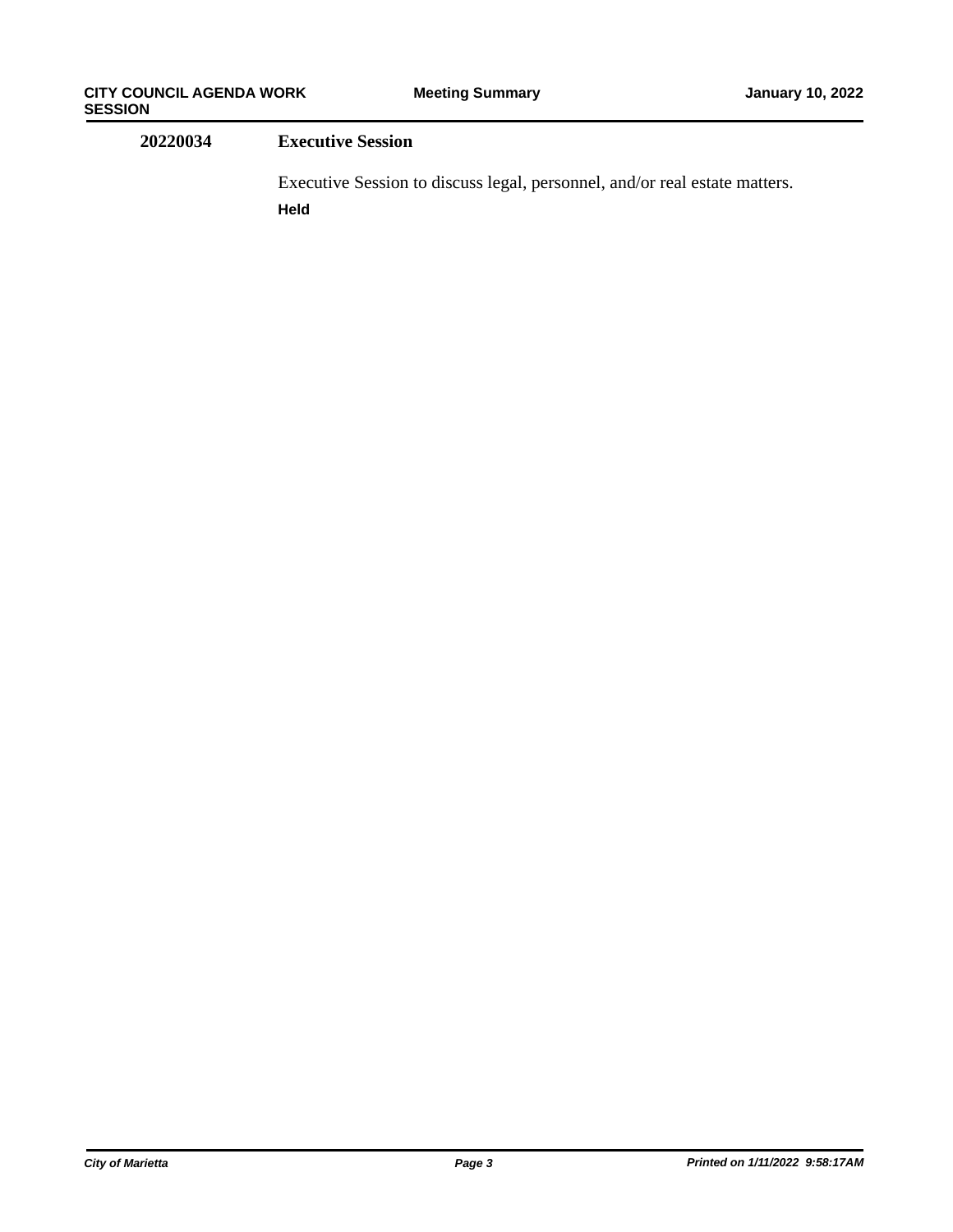**20220034** **Executive Session**

Executive Session to discuss legal, personnel, and/or real estate matters.

**Held**